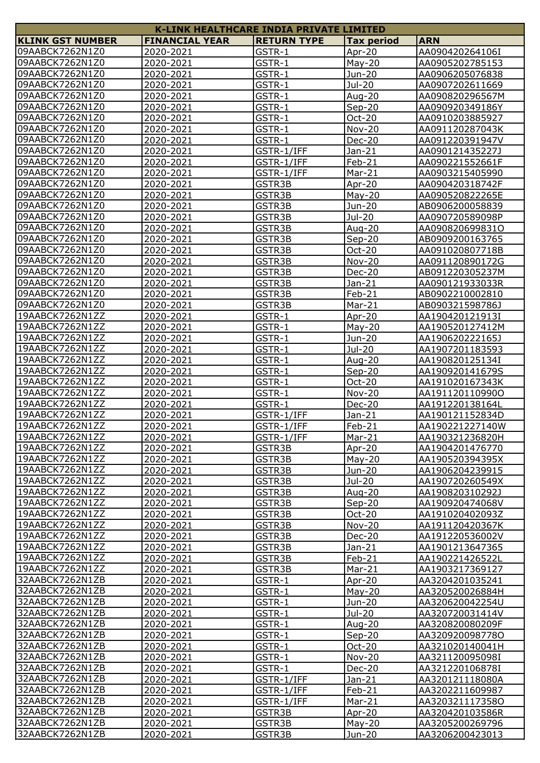| K-LINK HEALTHCARE INDIA PRIVATE LIMITED | | | | |
|---|---|---|---|---|
| **KLINK GST NUMBER** | **FINANCIAL YEAR** | **RETURN TYPE** | **Tax period** | **ARN** |
| 09AABCK7262N1Z0 | 2020-2021 | GSTR-1 | Apr-20 | AA090420264106I |
| 09AABCK7262N1Z0 | 2020-2021 | GSTR-1 | May-20 | AA0905202785153 |
| 09AABCK7262N1Z0 | 2020-2021 | GSTR-1 | Jun-20 | AA0906205076838 |
| 09AABCK7262N1Z0 | 2020-2021 | GSTR-1 | Jul-20 | AA0907202611669 |
| 09AABCK7262N1Z0 | 2020-2021 | GSTR-1 | Aug-20 | AA090820296567M |
| 09AABCK7262N1Z0 | 2020-2021 | GSTR-1 | Sep-20 | AA090920349186Y |
| 09AABCK7262N1Z0 | 2020-2021 | GSTR-1 | Oct-20 | AA0910203885927 |
| 09AABCK7262N1Z0 | 2020-2021 | GSTR-1 | Nov-20 | AA091120287043K |
| 09AABCK7262N1Z0 | 2020-2021 | GSTR-1 | Dec-20 | AA091220391947V |
| 09AABCK7262N1Z0 | 2020-2021 | GSTR-1/IFF | Jan-21 | AA090121435227J |
| 09AABCK7262N1Z0 | 2020-2021 | GSTR-1/IFF | Feb-21 | AA090221552661F |
| 09AABCK7262N1Z0 | 2020-2021 | GSTR-1/IFF | Mar-21 | AA0903215405990 |
| 09AABCK7262N1Z0 | 2020-2021 | GSTR3B | Apr-20 | AA090420318742F |
| 09AABCK7262N1Z0 | 2020-2021 | GSTR3B | May-20 | AA090520822265E |
| 09AABCK7262N1Z0 | 2020-2021 | GSTR3B | Jun-20 | AB0906200058839 |
| 09AABCK7262N1Z0 | 2020-2021 | GSTR3B | Jul-20 | AA090720589098P |
| 09AABCK7262N1Z0 | 2020-2021 | GSTR3B | Aug-20 | AA090820699831O |
| 09AABCK7262N1Z0 | 2020-2021 | GSTR3B | Sep-20 | AB0909200163765 |
| 09AABCK7262N1Z0 | 2020-2021 | GSTR3B | Oct-20 | AA091020807718B |
| 09AABCK7262N1Z0 | 2020-2021 | GSTR3B | Nov-20 | AA091120890172G |
| 09AABCK7262N1Z0 | 2020-2021 | GSTR3B | Dec-20 | AB091220305237M |
| 09AABCK7262N1Z0 | 2020-2021 | GSTR3B | Jan-21 | AA090121933033R |
| 09AABCK7262N1Z0 | 2020-2021 | GSTR3B | Feb-21 | AB0902210002810 |
| 09AABCK7262N1Z0 | 2020-2021 | GSTR3B | Mar-21 | AB090321598786J |
| 19AABCK7262N1ZZ | 2020-2021 | GSTR-1 | Apr-20 | AA190420121913I |
| 19AABCK7262N1ZZ | 2020-2021 | GSTR-1 | May-20 | AA190520127412M |
| 19AABCK7262N1ZZ | 2020-2021 | GSTR-1 | Jun-20 | AA190620222165J |
| 19AABCK7262N1ZZ | 2020-2021 | GSTR-1 | Jul-20 | AA1907201183593 |
| 19AABCK7262N1ZZ | 2020-2021 | GSTR-1 | Aug-20 | AA190820125134I |
| 19AABCK7262N1ZZ | 2020-2021 | GSTR-1 | Sep-20 | AA190920141679S |
| 19AABCK7262N1ZZ | 2020-2021 | GSTR-1 | Oct-20 | AA191020167343K |
| 19AABCK7262N1ZZ | 2020-2021 | GSTR-1 | Nov-20 | AA191120110990O |
| 19AABCK7262N1ZZ | 2020-2021 | GSTR-1 | Dec-20 | AA191220138164L |
| 19AABCK7262N1ZZ | 2020-2021 | GSTR-1/IFF | Jan-21 | AA190121152834D |
| 19AABCK7262N1ZZ | 2020-2021 | GSTR-1/IFF | Feb-21 | AA190221227140W |
| 19AABCK7262N1ZZ | 2020-2021 | GSTR-1/IFF | Mar-21 | AA190321236820H |
| 19AABCK7262N1ZZ | 2020-2021 | GSTR3B | Apr-20 | AA1904201476770 |
| 19AABCK7262N1ZZ | 2020-2021 | GSTR3B | May-20 | AA190520394395X |
| 19AABCK7262N1ZZ | 2020-2021 | GSTR3B | Jun-20 | AA1906204239915 |
| 19AABCK7262N1ZZ | 2020-2021 | GSTR3B | Jul-20 | AA190720260549X |
| 19AABCK7262N1ZZ | 2020-2021 | GSTR3B | Aug-20 | AA190820310292J |
| 19AABCK7262N1ZZ | 2020-2021 | GSTR3B | Sep-20 | AA190920474068V |
| 19AABCK7262N1ZZ | 2020-2021 | GSTR3B | Oct-20 | AA191020402093Z |
| 19AABCK7262N1ZZ | 2020-2021 | GSTR3B | Nov-20 | AA191120420367K |
| 19AABCK7262N1ZZ | 2020-2021 | GSTR3B | Dec-20 | AA191220536002V |
| 19AABCK7262N1ZZ | 2020-2021 | GSTR3B | Jan-21 | AA1901213647365 |
| 19AABCK7262N1ZZ | 2020-2021 | GSTR3B | Feb-21 | AA190221426522L |
| 19AABCK7262N1ZZ | 2020-2021 | GSTR3B | Mar-21 | AA1903217369127 |
| 32AABCK7262N1ZB | 2020-2021 | GSTR-1 | Apr-20 | AA3204201035241 |
| 32AABCK7262N1ZB | 2020-2021 | GSTR-1 | May-20 | AA320520026884H |
| 32AABCK7262N1ZB | 2020-2021 | GSTR-1 | Jun-20 | AA320620042254U |
| 32AABCK7262N1ZB | 2020-2021 | GSTR-1 | Jul-20 | AA320720031414V |
| 32AABCK7262N1ZB | 2020-2021 | GSTR-1 | Aug-20 | AA320820080209F |
| 32AABCK7262N1ZB | 2020-2021 | GSTR-1 | Sep-20 | AA320920098778O |
| 32AABCK7262N1ZB | 2020-2021 | GSTR-1 | Oct-20 | AA321020140041H |
| 32AABCK7262N1ZB | 2020-2021 | GSTR-1 | Nov-20 | AA321120095098I |
| 32AABCK7262N1ZB | 2020-2021 | GSTR-1 | Dec-20 | AA321220106878I |
| 32AABCK7262N1ZB | 2020-2021 | GSTR-1/IFF | Jan-21 | AA320121118080A |
| 32AABCK7262N1ZB | 2020-2021 | GSTR-1/IFF | Feb-21 | AA3202211609987 |
| 32AABCK7262N1ZB | 2020-2021 | GSTR-1/IFF | Mar-21 | AA320321117358O |
| 32AABCK7262N1ZB | 2020-2021 | GSTR3B | Apr-20 | AA320420103586R |
| 32AABCK7262N1ZB | 2020-2021 | GSTR3B | May-20 | AA3205200269796 |
| 32AABCK7262N1ZB | 2020-2021 | GSTR3B | Jun-20 | AA3206200423013 |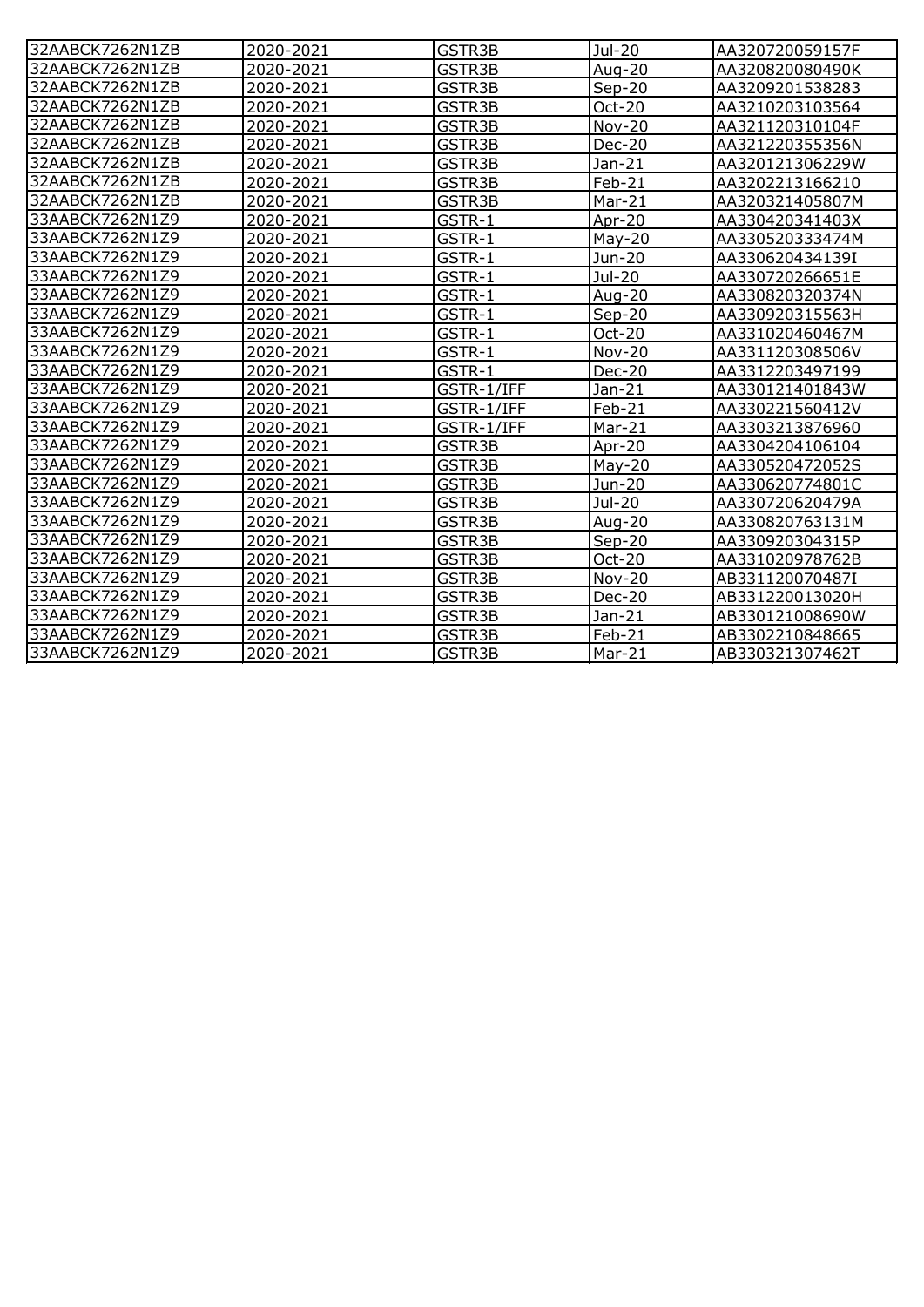| | | | | |
|---|---|---|---|---|
| 32AABCK7262N1ZB | 2020-2021 | GSTR3B | Jul-20 | AA320720059157F |
| 32AABCK7262N1ZB | 2020-2021 | GSTR3B | Aug-20 | AA320820080490K |
| 32AABCK7262N1ZB | 2020-2021 | GSTR3B | Sep-20 | AA3209201538283 |
| 32AABCK7262N1ZB | 2020-2021 | GSTR3B | Oct-20 | AA3210203103564 |
| 32AABCK7262N1ZB | 2020-2021 | GSTR3B | Nov-20 | AA321120310104F |
| 32AABCK7262N1ZB | 2020-2021 | GSTR3B | Dec-20 | AA321220355356N |
| 32AABCK7262N1ZB | 2020-2021 | GSTR3B | Jan-21 | AA320121306229W |
| 32AABCK7262N1ZB | 2020-2021 | GSTR3B | Feb-21 | AA3202213166210 |
| 32AABCK7262N1ZB | 2020-2021 | GSTR3B | Mar-21 | AA320321405807M |
| 33AABCK7262N1Z9 | 2020-2021 | GSTR-1 | Apr-20 | AA330420341403X |
| 33AABCK7262N1Z9 | 2020-2021 | GSTR-1 | May-20 | AA330520333474M |
| 33AABCK7262N1Z9 | 2020-2021 | GSTR-1 | Jun-20 | AA330620434139I |
| 33AABCK7262N1Z9 | 2020-2021 | GSTR-1 | Jul-20 | AA330720266651E |
| 33AABCK7262N1Z9 | 2020-2021 | GSTR-1 | Aug-20 | AA330820320374N |
| 33AABCK7262N1Z9 | 2020-2021 | GSTR-1 | Sep-20 | AA330920315563H |
| 33AABCK7262N1Z9 | 2020-2021 | GSTR-1 | Oct-20 | AA331020460467M |
| 33AABCK7262N1Z9 | 2020-2021 | GSTR-1 | Nov-20 | AA331120308506V |
| 33AABCK7262N1Z9 | 2020-2021 | GSTR-1 | Dec-20 | AA3312203497199 |
| 33AABCK7262N1Z9 | 2020-2021 | GSTR-1/IFF | Jan-21 | AA330121401843W |
| 33AABCK7262N1Z9 | 2020-2021 | GSTR-1/IFF | Feb-21 | AA330221560412V |
| 33AABCK7262N1Z9 | 2020-2021 | GSTR-1/IFF | Mar-21 | AA3303213876960 |
| 33AABCK7262N1Z9 | 2020-2021 | GSTR3B | Apr-20 | AA3304204106104 |
| 33AABCK7262N1Z9 | 2020-2021 | GSTR3B | May-20 | AA330520472052S |
| 33AABCK7262N1Z9 | 2020-2021 | GSTR3B | Jun-20 | AA330620774801C |
| 33AABCK7262N1Z9 | 2020-2021 | GSTR3B | Jul-20 | AA330720620479A |
| 33AABCK7262N1Z9 | 2020-2021 | GSTR3B | Aug-20 | AA330820763131M |
| 33AABCK7262N1Z9 | 2020-2021 | GSTR3B | Sep-20 | AA330920304315P |
| 33AABCK7262N1Z9 | 2020-2021 | GSTR3B | Oct-20 | AA331020978762B |
| 33AABCK7262N1Z9 | 2020-2021 | GSTR3B | Nov-20 | AB331120070487I |
| 33AABCK7262N1Z9 | 2020-2021 | GSTR3B | Dec-20 | AB331220013020H |
| 33AABCK7262N1Z9 | 2020-2021 | GSTR3B | Jan-21 | AB330121008690W |
| 33AABCK7262N1Z9 | 2020-2021 | GSTR3B | Feb-21 | AB3302210848665 |
| 33AABCK7262N1Z9 | 2020-2021 | GSTR3B | Mar-21 | AB330321307462T |